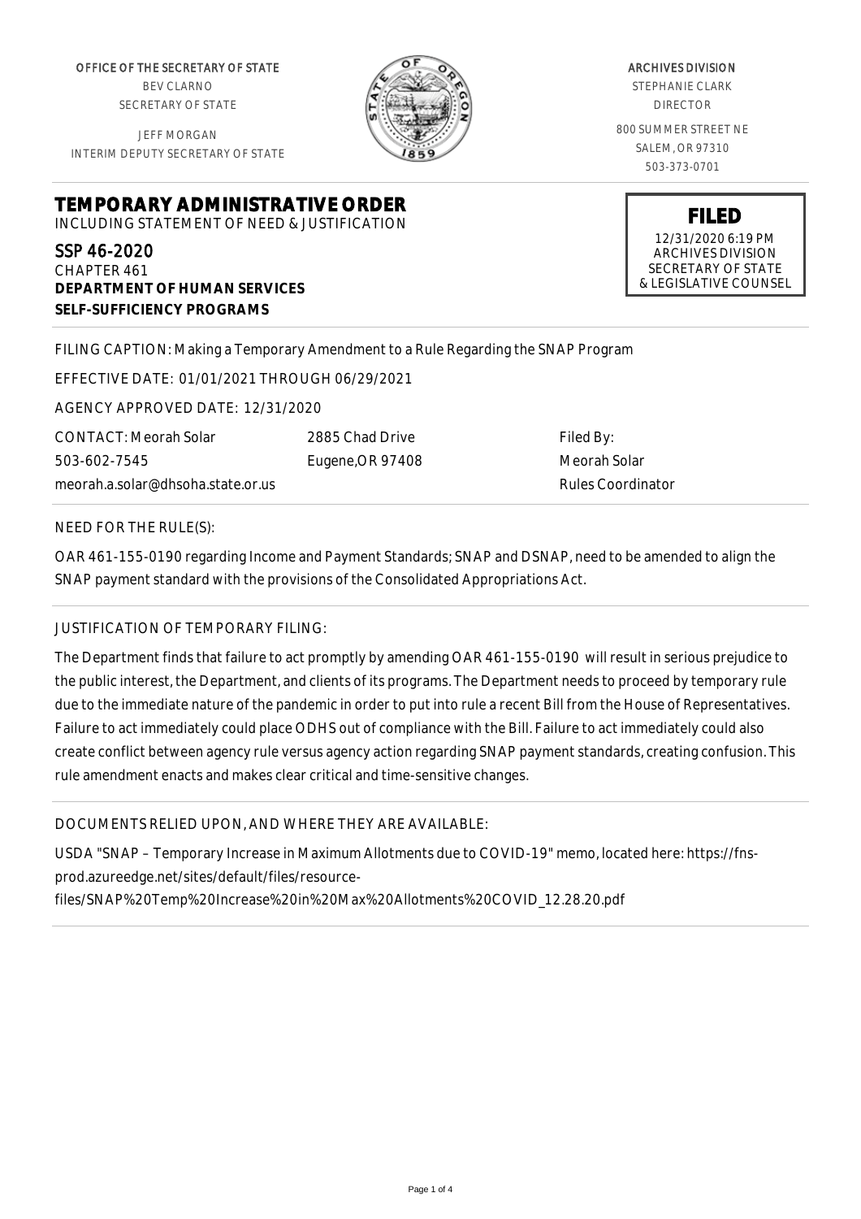OFFICE OF THE SECRETARY OF STATE
BEV CLARNO
SECRETARY OF STATE

JEFF MORGAN
INTERIM DEPUTY SECRETARY OF STATE

ARCHIVES DIVISION
STEPHANIE CLARK
DIRECTOR

800 SUMMER STREET NE
SALEM, OR 97310
503-373-0701

**FILED**
12/31/2020 6:19 PM
ARCHIVES DIVISION
SECRETARY OF STATE
& LEGISLATIVE COUNSEL

# TEMPORARY ADMINISTRATIVE ORDER

INCLUDING STATEMENT OF NEED & JUSTIFICATION

SSP 46-2020
CHAPTER 461
**DEPARTMENT OF HUMAN SERVICES**
**SELF-SUFFICIENCY PROGRAMS**

FILING CAPTION: Making a Temporary Amendment to a Rule Regarding the SNAP Program

EFFECTIVE DATE: 01/01/2021 THROUGH 06/29/2021

AGENCY APPROVED DATE: 12/31/2020

CONTACT: Meorah Solar
503-602-7545
meorah.a.solar@dhsoha.state.or.us

2885 Chad Drive
Eugene,OR 97408

Filed By:
Meorah Solar
Rules Coordinator

NEED FOR THE RULE(S):

OAR 461-155-0190 regarding Income and Payment Standards; SNAP and DSNAP, need to be amended to align the SNAP payment standard with the provisions of the Consolidated Appropriations Act.

JUSTIFICATION OF TEMPORARY FILING:

The Department finds that failure to act promptly by amending OAR 461-155-0190 will result in serious prejudice to the public interest, the Department, and clients of its programs. The Department needs to proceed by temporary rule due to the immediate nature of the pandemic in order to put into rule a recent Bill from the House of Representatives. Failure to act immediately could place ODHS out of compliance with the Bill. Failure to act immediately could also create conflict between agency rule versus agency action regarding SNAP payment standards, creating confusion. This rule amendment enacts and makes clear critical and time-sensitive changes.

DOCUMENTS RELIED UPON, AND WHERE THEY ARE AVAILABLE:

USDA "SNAP – Temporary Increase in Maximum Allotments due to COVID-19" memo, located here: https://fns-prod.azureedge.net/sites/default/files/resource-files/SNAP%20Temp%20Increase%20in%20Max%20Allotments%20COVID_12.28.20.pdf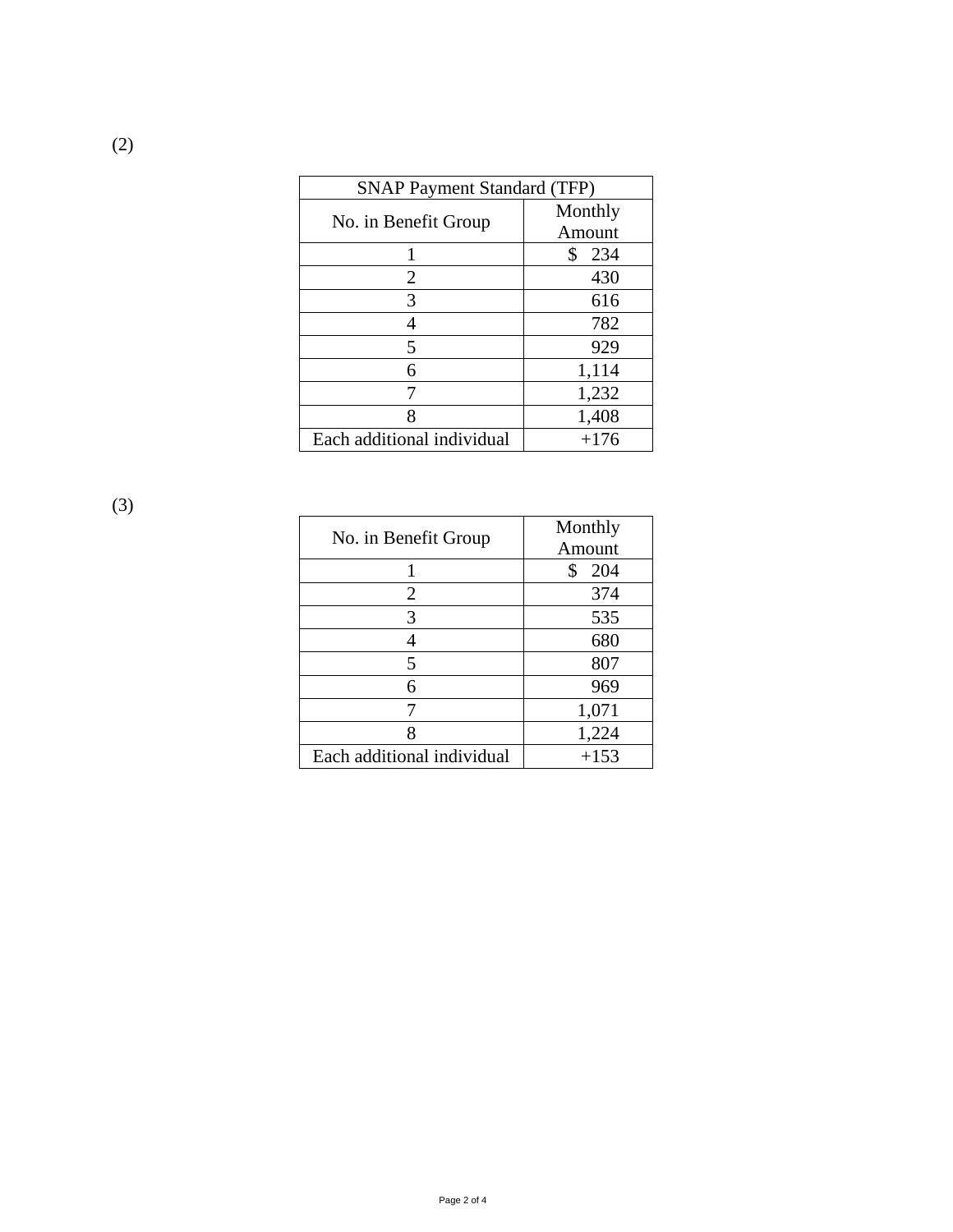(2)

| SNAP Payment Standard (TFP) | |
|---|---|
| No. in Benefit Group | Monthly Amount |
| 1 | $ 234 |
| 2 | 430 |
| 3 | 616 |
| 4 | 782 |
| 5 | 929 |
| 6 | 1,114 |
| 7 | 1,232 |
| 8 | 1,408 |
| Each additional individual | +176 |

(3)

| No. in Benefit Group | Monthly Amount |
|---|---|
| 1 | $ 204 |
| 2 | 374 |
| 3 | 535 |
| 4 | 680 |
| 5 | 807 |
| 6 | 969 |
| 7 | 1,071 |
| 8 | 1,224 |
| Each additional individual | +153 |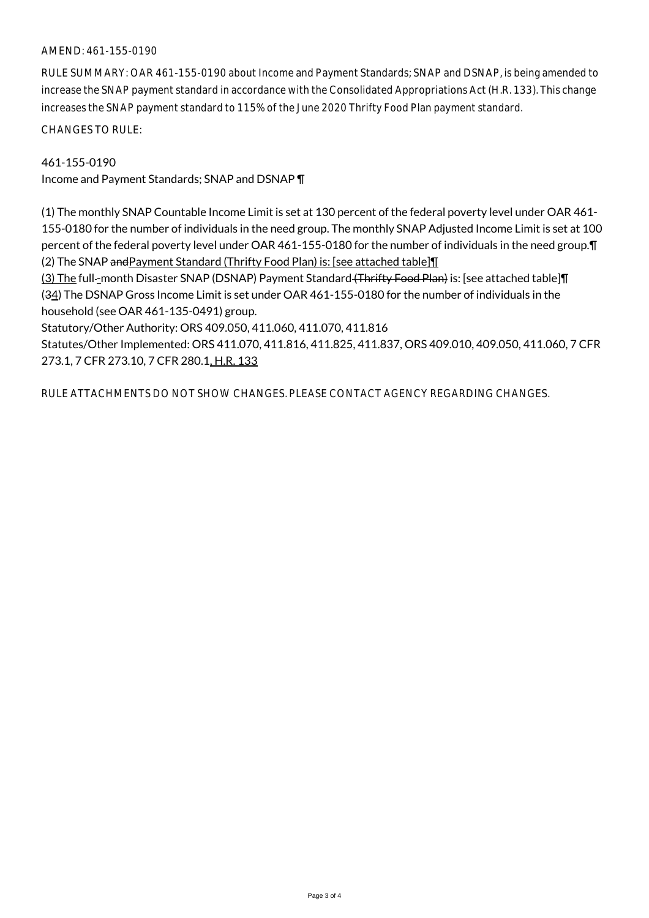AMEND: 461-155-0190

RULE SUMMARY: OAR 461-155-0190 about Income and Payment Standards; SNAP and DSNAP, is being amended to increase the SNAP payment standard in accordance with the Consolidated Appropriations Act (H.R. 133). This change increases the SNAP payment standard to 115% of the June 2020 Thrifty Food Plan payment standard.

CHANGES TO RULE:

461-155-0190
Income and Payment Standards; SNAP and DSNAP ¶

(1) The monthly SNAP Countable Income Limit is set at 130 percent of the federal poverty level under OAR 461-155-0180 for the number of individuals in the need group. The monthly SNAP Adjusted Income Limit is set at 100 percent of the federal poverty level under OAR 461-155-0180 for the number of individuals in the need group.¶
(2) The SNAP ~~and~~<u>Payment Standard (Thrifty Food Plan) is: [see attached table]¶</u>
<u>(3) The</u> full-<u>-</u>month Disaster SNAP (DSNAP) Payment Standard ~~(Thrifty Food Plan)~~ is: [see attached table]¶
(~~3~~<u>4</u>) The DSNAP Gross Income Limit is set under OAR 461-155-0180 for the number of individuals in the household (see OAR 461-135-0491) group.
Statutory/Other Authority: ORS 409.050, 411.060, 411.070, 411.816
Statutes/Other Implemented: ORS 411.070, 411.816, 411.825, 411.837, ORS 409.010, 409.050, 411.060, 7 CFR 273.1, 7 CFR 273.10, 7 CFR 280.1<u>, H.R. 133</u>

RULE ATTACHMENTS DO NOT SHOW CHANGES. PLEASE CONTACT AGENCY REGARDING CHANGES.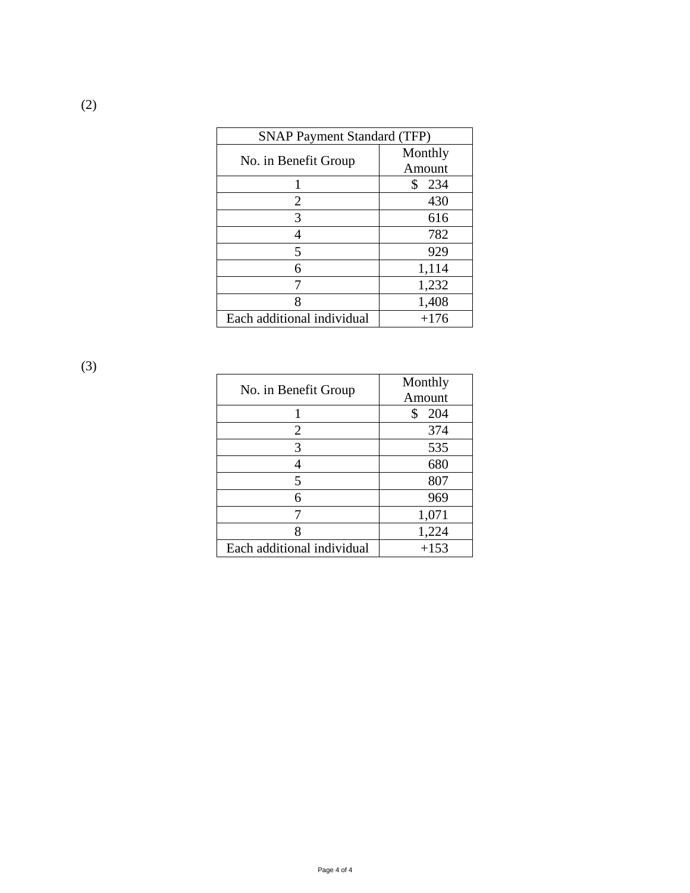(2)

| SNAP Payment Standard (TFP) | |
|---|---|
| No. in Benefit Group | Monthly Amount |
| 1 | $ 234 |
| 2 | 430 |
| 3 | 616 |
| 4 | 782 |
| 5 | 929 |
| 6 | 1,114 |
| 7 | 1,232 |
| 8 | 1,408 |
| Each additional individual | +176 |

(3)

| No. in Benefit Group | Monthly Amount |
|---|---|
| 1 | $ 204 |
| 2 | 374 |
| 3 | 535 |
| 4 | 680 |
| 5 | 807 |
| 6 | 969 |
| 7 | 1,071 |
| 8 | 1,224 |
| Each additional individual | +153 |